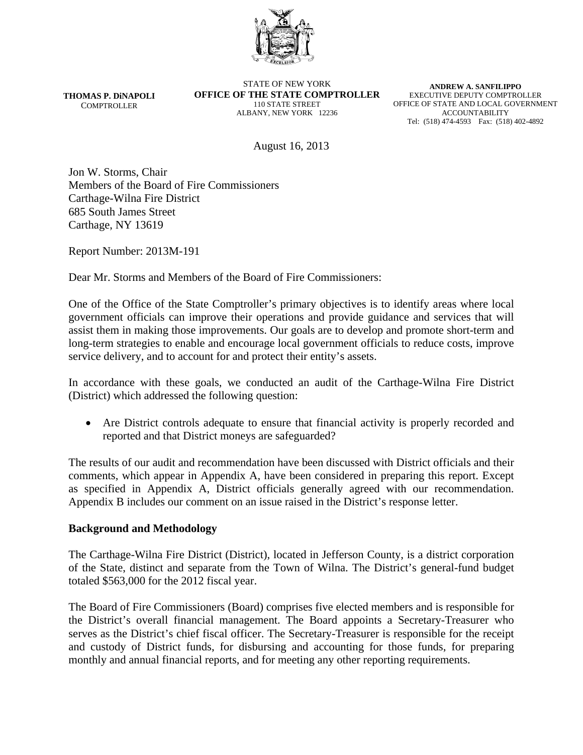**THOMAS P. DiNAPOLI**
COMPTROLLER

STATE OF NEW YORK
**OFFICE OF THE STATE COMPTROLLER**
110 STATE STREET
ALBANY, NEW YORK 12236

**ANDREW A. SANFILIPPO**
EXECUTIVE DEPUTY COMPTROLLER
OFFICE OF STATE AND LOCAL GOVERNMENT ACCOUNTABILITY
Tel: (518) 474-4593 Fax: (518) 402-4892

August 16, 2013

Jon W. Storms, Chair
Members of the Board of Fire Commissioners
Carthage-Wilna Fire District
685 South James Street
Carthage, NY 13619

Report Number: 2013M-191

Dear Mr. Storms and Members of the Board of Fire Commissioners:

One of the Office of the State Comptroller's primary objectives is to identify areas where local government officials can improve their operations and provide guidance and services that will assist them in making those improvements. Our goals are to develop and promote short-term and long-term strategies to enable and encourage local government officials to reduce costs, improve service delivery, and to account for and protect their entity's assets.

In accordance with these goals, we conducted an audit of the Carthage-Wilna Fire District (District) which addressed the following question:

- Are District controls adequate to ensure that financial activity is properly recorded and reported and that District moneys are safeguarded?

The results of our audit and recommendation have been discussed with District officials and their comments, which appear in Appendix A, have been considered in preparing this report. Except as specified in Appendix A, District officials generally agreed with our recommendation. Appendix B includes our comment on an issue raised in the District's response letter.

**Background and Methodology**

The Carthage-Wilna Fire District (District), located in Jefferson County, is a district corporation of the State, distinct and separate from the Town of Wilna. The District's general-fund budget totaled $563,000 for the 2012 fiscal year.

The Board of Fire Commissioners (Board) comprises five elected members and is responsible for the District's overall financial management. The Board appoints a Secretary-Treasurer who serves as the District's chief fiscal officer. The Secretary-Treasurer is responsible for the receipt and custody of District funds, for disbursing and accounting for those funds, for preparing monthly and annual financial reports, and for meeting any other reporting requirements.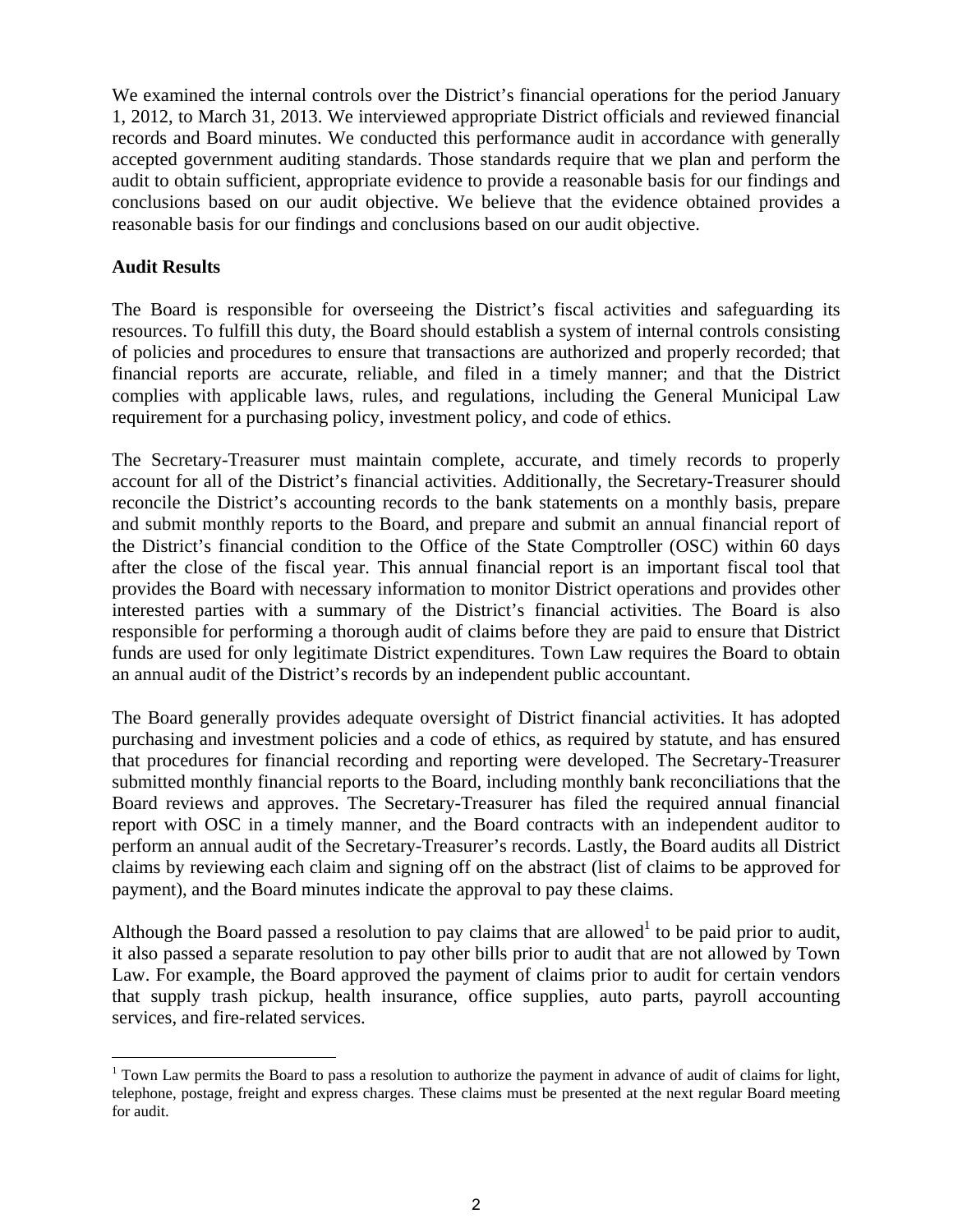We examined the internal controls over the District's financial operations for the period January 1, 2012, to March 31, 2013. We interviewed appropriate District officials and reviewed financial records and Board minutes. We conducted this performance audit in accordance with generally accepted government auditing standards. Those standards require that we plan and perform the audit to obtain sufficient, appropriate evidence to provide a reasonable basis for our findings and conclusions based on our audit objective. We believe that the evidence obtained provides a reasonable basis for our findings and conclusions based on our audit objective.

**Audit Results**

The Board is responsible for overseeing the District's fiscal activities and safeguarding its resources. To fulfill this duty, the Board should establish a system of internal controls consisting of policies and procedures to ensure that transactions are authorized and properly recorded; that financial reports are accurate, reliable, and filed in a timely manner; and that the District complies with applicable laws, rules, and regulations, including the General Municipal Law requirement for a purchasing policy, investment policy, and code of ethics.

The Secretary-Treasurer must maintain complete, accurate, and timely records to properly account for all of the District's financial activities. Additionally, the Secretary-Treasurer should reconcile the District's accounting records to the bank statements on a monthly basis, prepare and submit monthly reports to the Board, and prepare and submit an annual financial report of the District's financial condition to the Office of the State Comptroller (OSC) within 60 days after the close of the fiscal year. This annual financial report is an important fiscal tool that provides the Board with necessary information to monitor District operations and provides other interested parties with a summary of the District's financial activities. The Board is also responsible for performing a thorough audit of claims before they are paid to ensure that District funds are used for only legitimate District expenditures. Town Law requires the Board to obtain an annual audit of the District's records by an independent public accountant.

The Board generally provides adequate oversight of District financial activities. It has adopted purchasing and investment policies and a code of ethics, as required by statute, and has ensured that procedures for financial recording and reporting were developed. The Secretary-Treasurer submitted monthly financial reports to the Board, including monthly bank reconciliations that the Board reviews and approves. The Secretary-Treasurer has filed the required annual financial report with OSC in a timely manner, and the Board contracts with an independent auditor to perform an annual audit of the Secretary-Treasurer's records. Lastly, the Board audits all District claims by reviewing each claim and signing off on the abstract (list of claims to be approved for payment), and the Board minutes indicate the approval to pay these claims.

Although the Board passed a resolution to pay claims that are allowed[1] to be paid prior to audit, it also passed a separate resolution to pay other bills prior to audit that are not allowed by Town Law. For example, the Board approved the payment of claims prior to audit for certain vendors that supply trash pickup, health insurance, office supplies, auto parts, payroll accounting services, and fire-related services.

---

[1] Town Law permits the Board to pass a resolution to authorize the payment in advance of audit of claims for light, telephone, postage, freight and express charges. These claims must be presented at the next regular Board meeting for audit.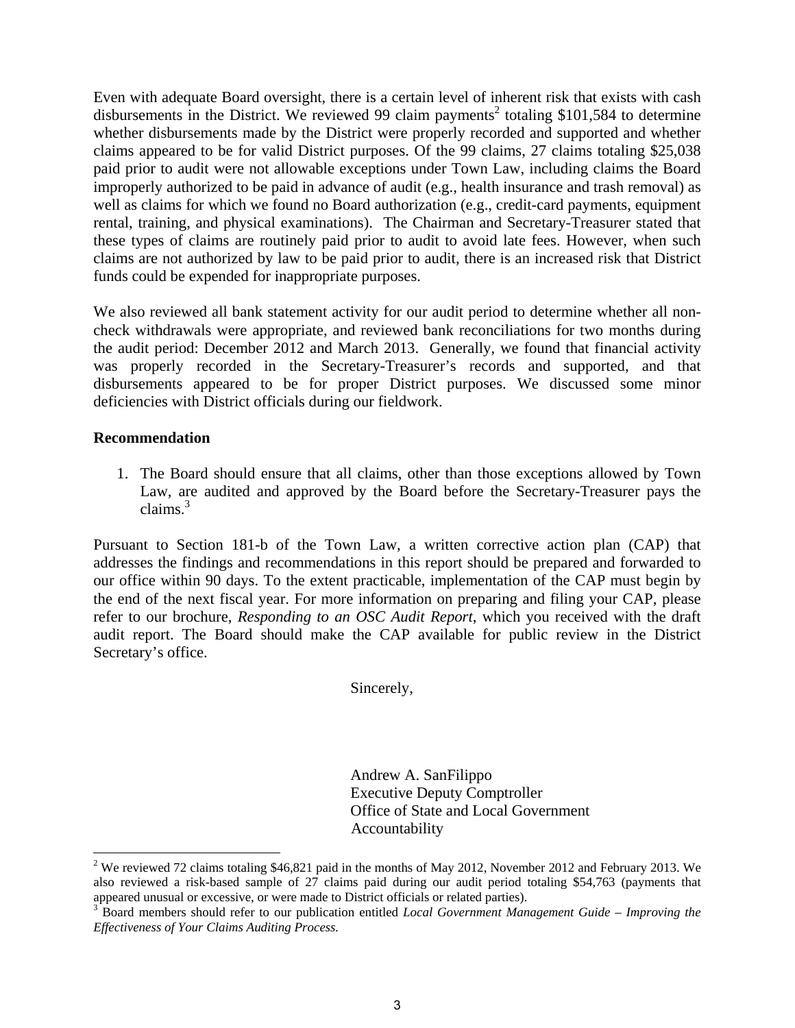Even with adequate Board oversight, there is a certain level of inherent risk that exists with cash disbursements in the District. We reviewed 99 claim payments[2] totaling $101,584 to determine whether disbursements made by the District were properly recorded and supported and whether claims appeared to be for valid District purposes. Of the 99 claims, 27 claims totaling $25,038 paid prior to audit were not allowable exceptions under Town Law, including claims the Board improperly authorized to be paid in advance of audit (e.g., health insurance and trash removal) as well as claims for which we found no Board authorization (e.g., credit-card payments, equipment rental, training, and physical examinations). The Chairman and Secretary-Treasurer stated that these types of claims are routinely paid prior to audit to avoid late fees. However, when such claims are not authorized by law to be paid prior to audit, there is an increased risk that District funds could be expended for inappropriate purposes.

We also reviewed all bank statement activity for our audit period to determine whether all non-check withdrawals were appropriate, and reviewed bank reconciliations for two months during the audit period: December 2012 and March 2013. Generally, we found that financial activity was properly recorded in the Secretary-Treasurer's records and supported, and that disbursements appeared to be for proper District purposes. We discussed some minor deficiencies with District officials during our fieldwork.

**Recommendation**

1. The Board should ensure that all claims, other than those exceptions allowed by Town Law, are audited and approved by the Board before the Secretary-Treasurer pays the claims.[3]

Pursuant to Section 181-b of the Town Law, a written corrective action plan (CAP) that addresses the findings and recommendations in this report should be prepared and forwarded to our office within 90 days. To the extent practicable, implementation of the CAP must begin by the end of the next fiscal year. For more information on preparing and filing your CAP, please refer to our brochure, *Responding to an OSC Audit Report*, which you received with the draft audit report. The Board should make the CAP available for public review in the District Secretary's office.

Sincerely,

Andrew A. SanFilippo
Executive Deputy Comptroller
Office of State and Local Government Accountability

---

[2] We reviewed 72 claims totaling $46,821 paid in the months of May 2012, November 2012 and February 2013. We also reviewed a risk-based sample of 27 claims paid during our audit period totaling $54,763 (payments that appeared unusual or excessive, or were made to District officials or related parties).

[3] Board members should refer to our publication entitled *Local Government Management Guide – Improving the Effectiveness of Your Claims Auditing Process.*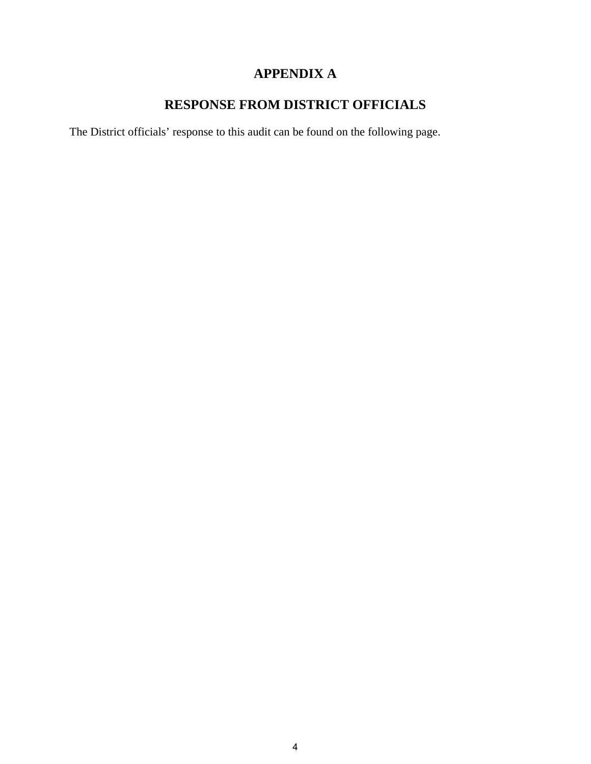# APPENDIX A

## RESPONSE FROM DISTRICT OFFICIALS

The District officials' response to this audit can be found on the following page.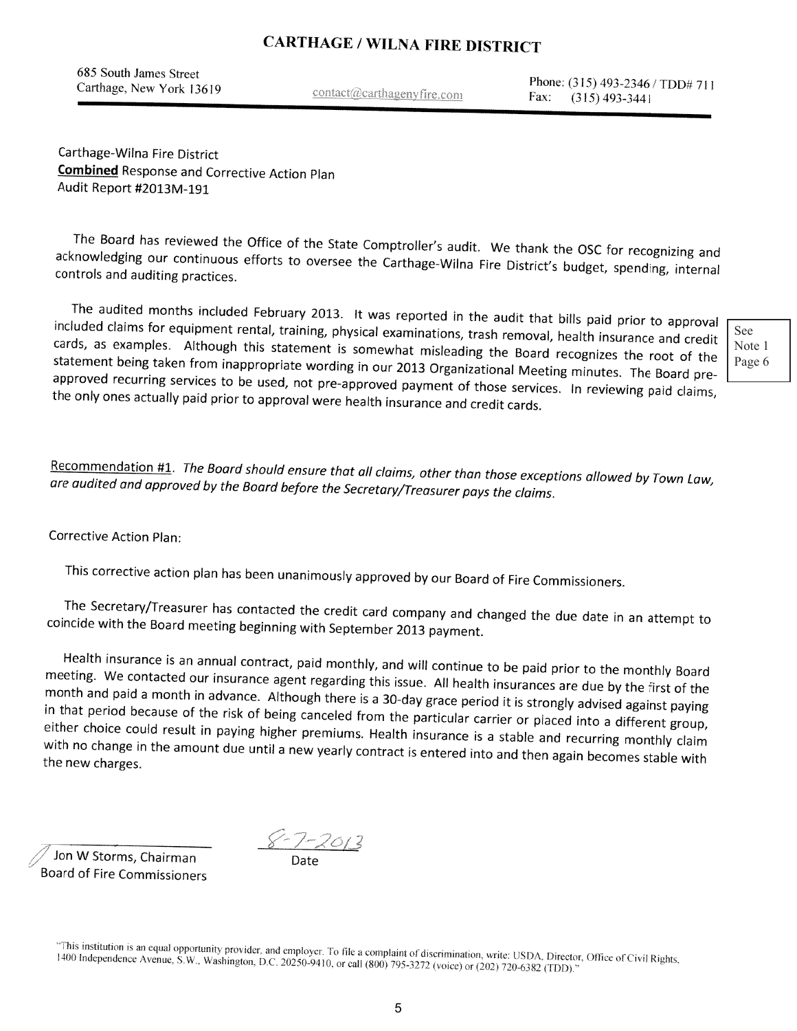# CARTHAGE / WILNA FIRE DISTRICT

685 South James Street
Carthage, New York 13619

contact@carthagenyfire.com

Phone: (315) 493-2346 / TDD# 711
Fax: (315) 493-3441

Carthage-Wilna Fire District
**Combined** Response and Corrective Action Plan
Audit Report #2013M-191

The Board has reviewed the Office of the State Comptroller's audit. We thank the OSC for recognizing and acknowledging our continuous efforts to oversee the Carthage-Wilna Fire District's budget, spending, internal controls and auditing practices.

The audited months included February 2013. It was reported in the audit that bills paid prior to approval included claims for equipment rental, training, physical examinations, trash removal, health insurance and credit cards, as examples. Although this statement is somewhat misleading the Board recognizes the root of the statement being taken from inappropriate wording in our 2013 Organizational Meeting minutes. The Board pre-approved recurring services to be used, not pre-approved payment of those services. In reviewing paid claims, the only ones actually paid prior to approval were health insurance and credit cards.

See Note 1 Page 6

Recommendation #1. *The Board should ensure that all claims, other than those exceptions allowed by Town Law, are audited and approved by the Board before the Secretary/Treasurer pays the claims.*

Corrective Action Plan:

This corrective action plan has been unanimously approved by our Board of Fire Commissioners.

The Secretary/Treasurer has contacted the credit card company and changed the due date in an attempt to coincide with the Board meeting beginning with September 2013 payment.

Health insurance is an annual contract, paid monthly, and will continue to be paid prior to the monthly Board meeting. We contacted our insurance agent regarding this issue. All health insurances are due by the first of the month and paid a month in advance. Although there is a 30-day grace period it is strongly advised against paying in that period because of the risk of being canceled from the particular carrier or placed into a different group, either choice could result in paying higher premiums. Health insurance is a stable and recurring monthly claim with no change in the amount due until a new yearly contract is entered into and then again becomes stable with the new charges.

Jon W Storms, Chairman
Board of Fire Commissioners

8-7-2013
Date

"This institution is an equal opportunity provider, and employer. To file a complaint of discrimination, write: USDA, Director, Office of Civil Rights, 1400 Independence Avenue, S.W., Washington, D.C. 20250-9410, or call (800) 795-3272 (voice) or (202) 720-6382 (TDD)."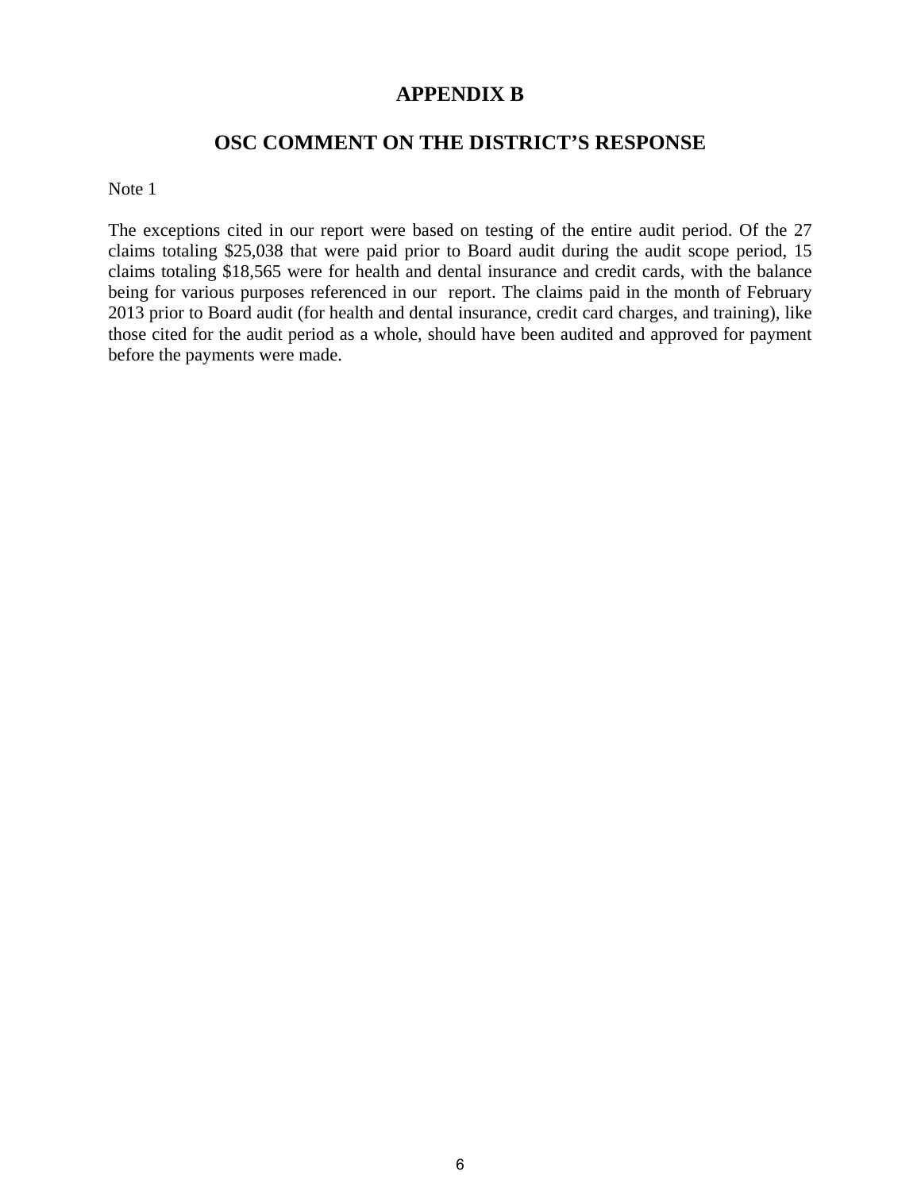# APPENDIX B

## OSC COMMENT ON THE DISTRICT'S RESPONSE

Note 1

The exceptions cited in our report were based on testing of the entire audit period. Of the 27 claims totaling $25,038 that were paid prior to Board audit during the audit scope period, 15 claims totaling $18,565 were for health and dental insurance and credit cards, with the balance being for various purposes referenced in our report. The claims paid in the month of February 2013 prior to Board audit (for health and dental insurance, credit card charges, and training), like those cited for the audit period as a whole, should have been audited and approved for payment before the payments were made.